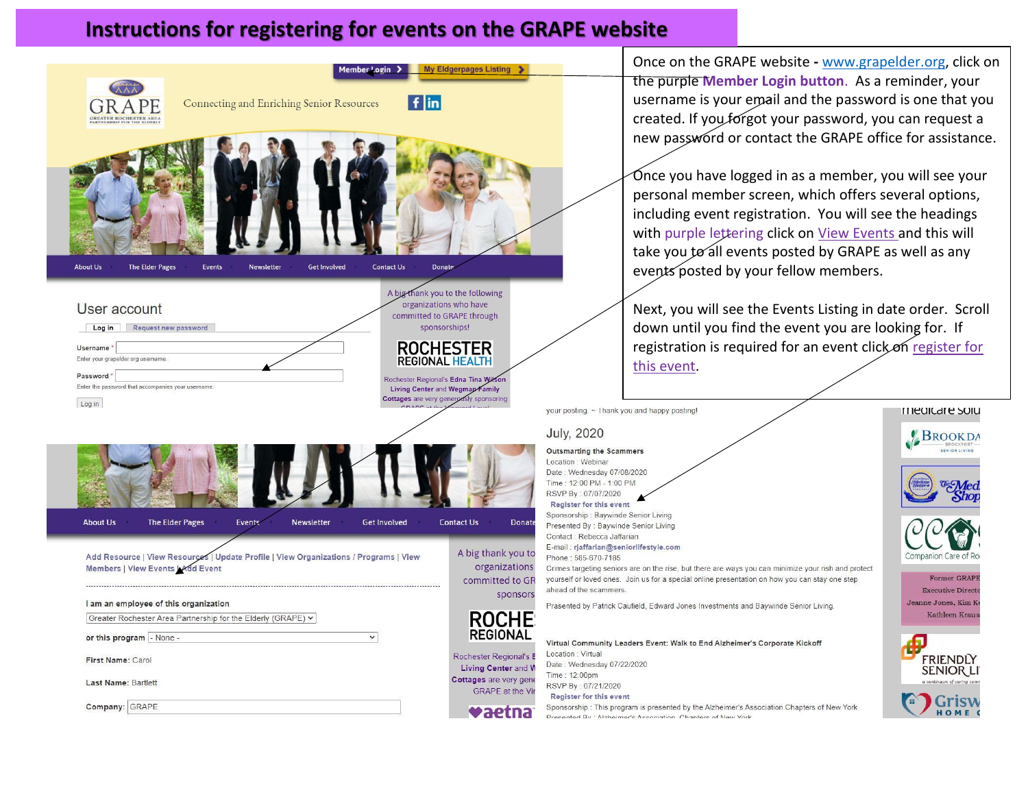# Instructions for registering for events on the GRAPE website

Once on the GRAPE website - www.grapelder.org, click on the purple **Member Login button**. As a reminder, your username is your email and the password is one that you created. If you forgot your password, you can request a new password or contact the GRAPE office for assistance.

Once you have logged in as a member, you will see your personal member screen, which offers several options, including event registration. You will see the headings with purple lettering click on View Events and this will take you to all events posted by GRAPE as well as any events posted by your fellow members.

Next, you will see the Events Listing in date order. Scroll down until you find the event you are looking for. If registration is required for an event click on register for this event.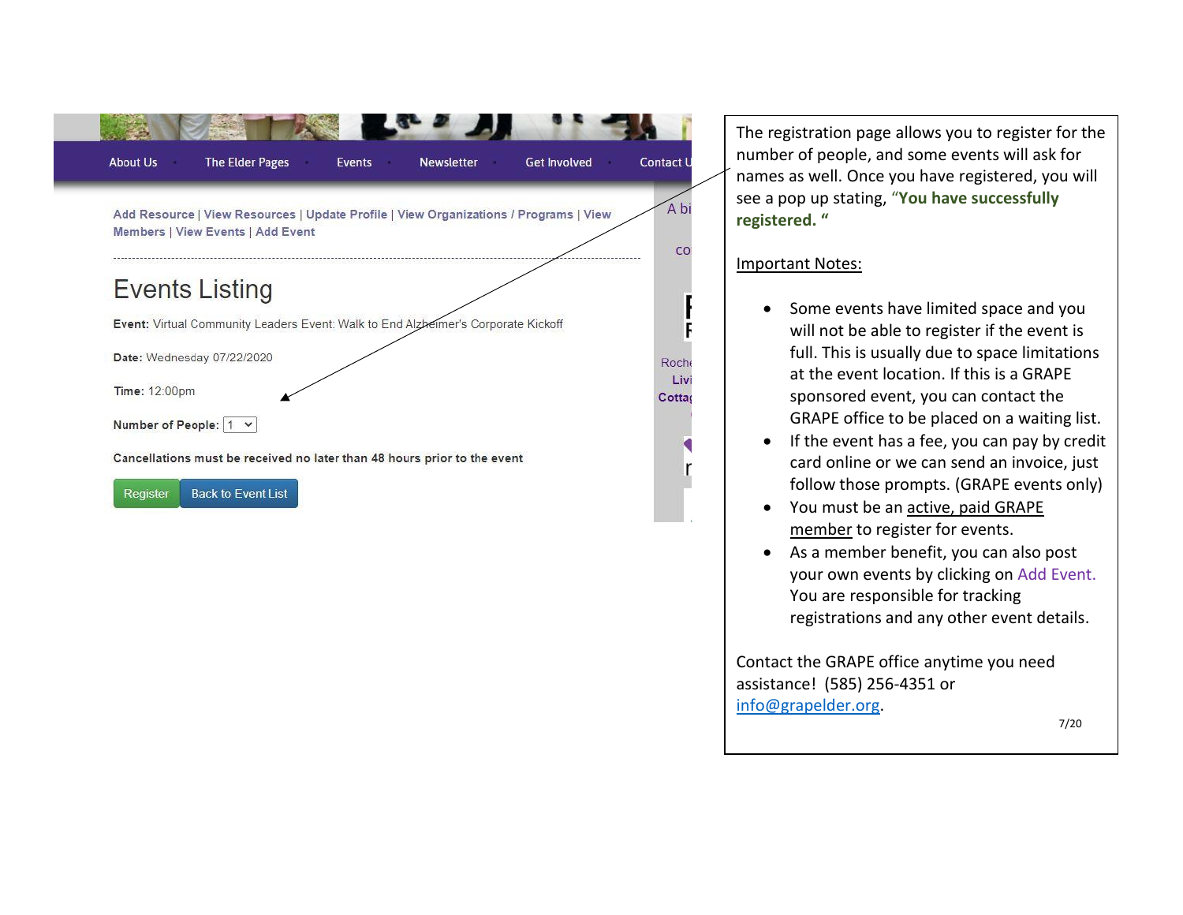About Us • The Elder Pages • Events • Newsletter • Get Involved • Contact U

Add Resource | View Resources | Update Profile | View Organizations / Programs | View Members | View Events | Add Event

## Events Listing

**Event:** Virtual Community Leaders Event: Walk to End Alzheimer's Corporate Kickoff

**Date:** Wednesday 07/22/2020

**Time:** 12:00pm

**Number of People:** 1

**Cancellations must be received no later than 48 hours prior to the event**

Register | Back to Event List

The registration page allows you to register for the number of people, and some events will ask for names as well. Once you have registered, you will see a pop up stating, **"You have successfully registered."**

Important Notes:

- Some events have limited space and you will not be able to register if the event is full. This is usually due to space limitations at the event location. If this is a GRAPE sponsored event, you can contact the GRAPE office to be placed on a waiting list.
- If the event has a fee, you can pay by credit card online or we can send an invoice, just follow those prompts. (GRAPE events only)
- You must be an active, paid GRAPE member to register for events.
- As a member benefit, you can also post your own events by clicking on Add Event. You are responsible for tracking registrations and any other event details.

Contact the GRAPE office anytime you need assistance! (585) 256-4351 or info@grapelder.org.

7/20